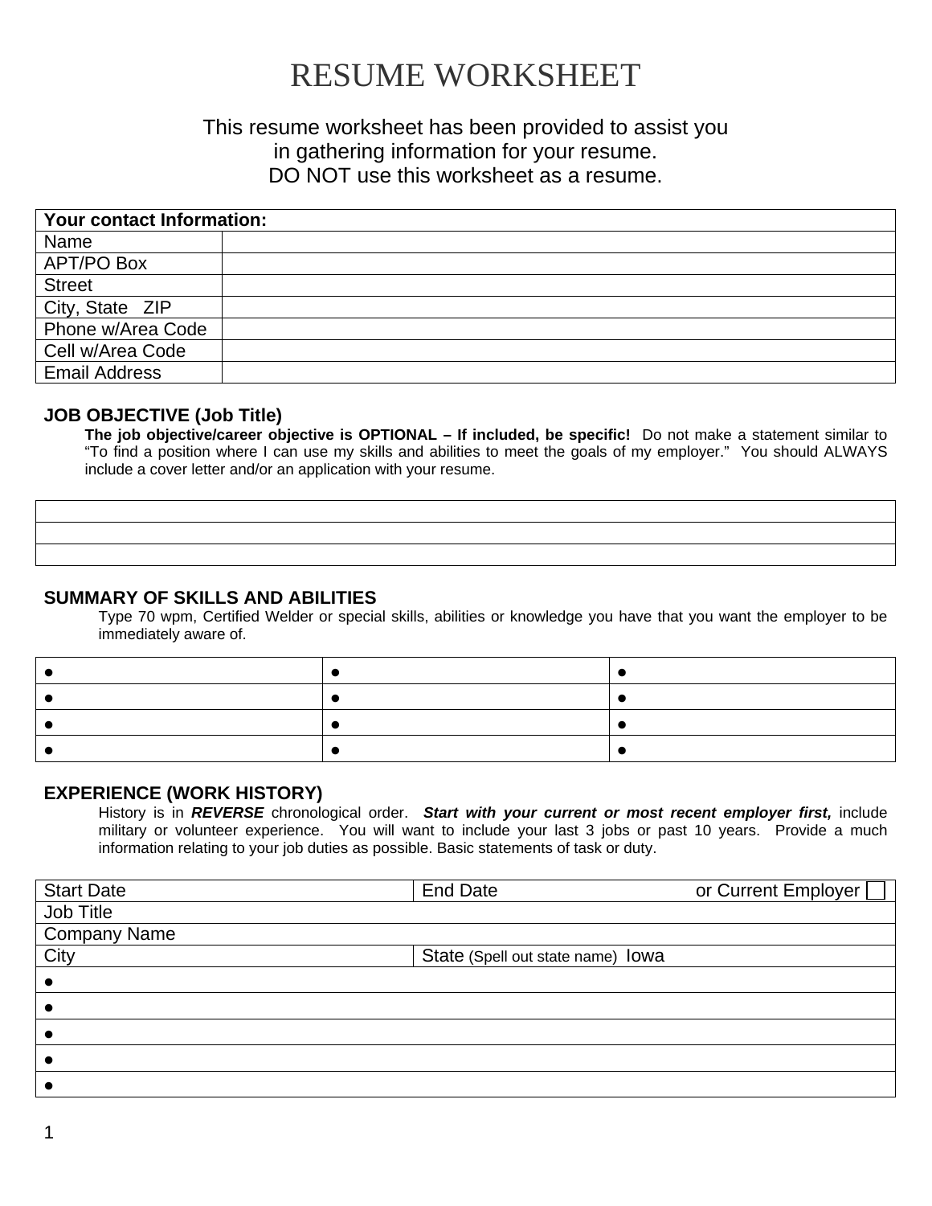# RESUME WORKSHEET

This resume worksheet has been provided to assist you
in gathering information for your resume.
DO NOT use this worksheet as a resume.

| Your contact Information: | |
|---|---|
| Name | |
| APT/PO Box | |
| Street | |
| City, State ZIP | |
| Phone w/Area Code | |
| Cell w/Area Code | |
| Email Address | |

### JOB OBJECTIVE (Job Title)

**The job objective/career objective is OPTIONAL – If included, be specific!** Do not make a statement similar to "To find a position where I can use my skills and abilities to meet the goals of my employer." You should ALWAYS include a cover letter and/or an application with your resume.

| |
|---|
| |
| |
| |

### SUMMARY OF SKILLS AND ABILITIES

Type 70 wpm, Certified Welder or special skills, abilities or knowledge you have that you want the employer to be immediately aware of.

| | | |
|---|---|---|
| • | • | • |
| • | • | • |
| • | • | • |
| • | • | • |

### EXPERIENCE (WORK HISTORY)

History is in ***REVERSE*** chronological order. ***Start with your current or most recent employer first,*** include military or volunteer experience. You will want to include your last 3 jobs or past 10 years. Provide a much information relating to your job duties as possible. Basic statements of task or duty.

| Start Date | End Date or Current Employer ☐ |
|---|---|
| Job Title | |
| Company Name | |
| City | State (Spell out state name) Iowa |
| • | |
| • | |
| • | |
| • | |
| • | |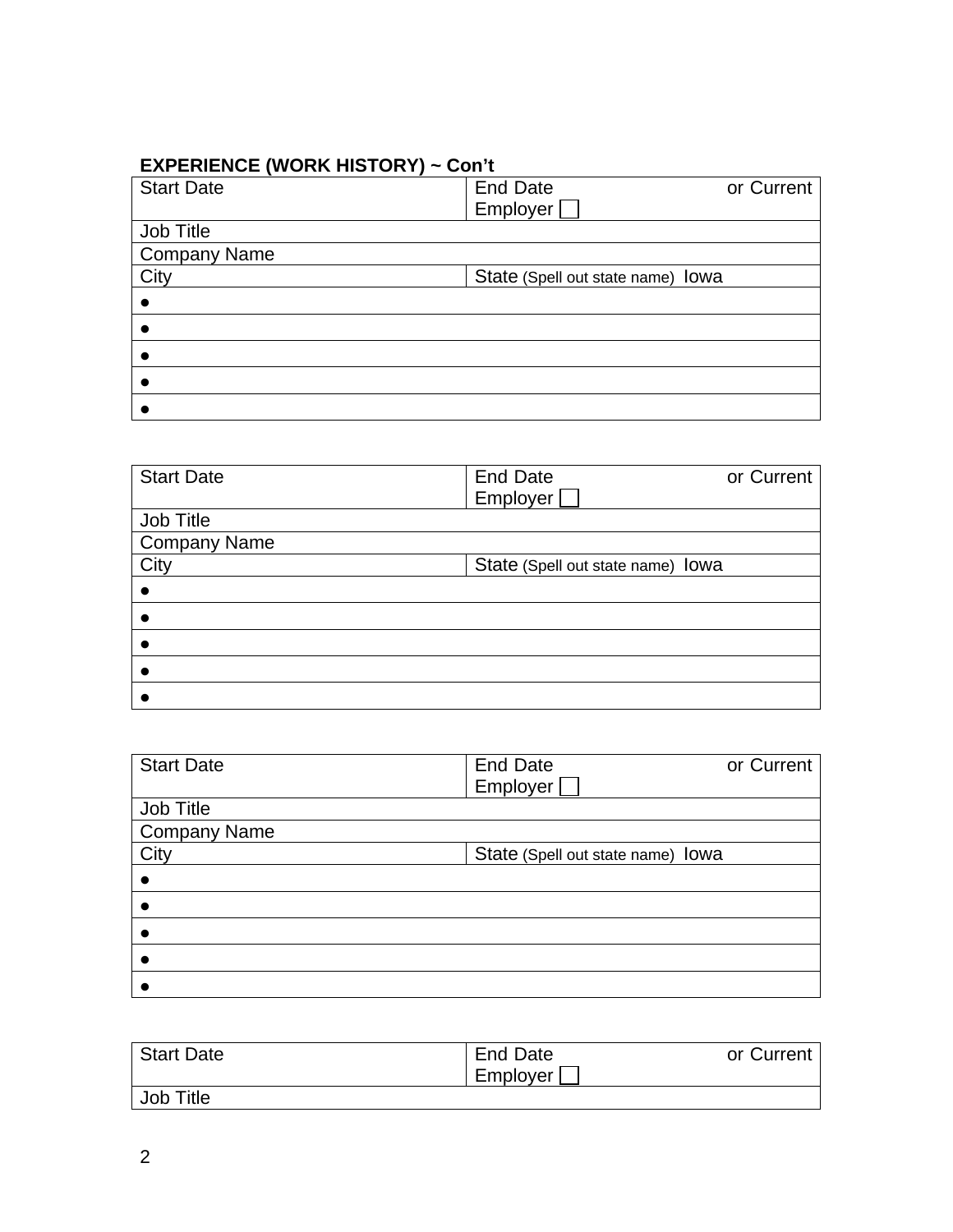**EXPERIENCE (WORK HISTORY) ~ Con't**

| Start Date | End Date or Current Employer ☐ |
|---|---|
| Job Title | |
| Company Name | |
| City | State (Spell out state name) Iowa |
| ● | |
| ● | |
| ● | |
| ● | |
| ● | |

| Start Date | End Date or Current Employer ☐ |
|---|---|
| Job Title | |
| Company Name | |
| City | State (Spell out state name) Iowa |
| ● | |
| ● | |
| ● | |
| ● | |
| ● | |

| Start Date | End Date or Current Employer ☐ |
|---|---|
| Job Title | |
| Company Name | |
| City | State (Spell out state name) Iowa |
| ● | |
| ● | |
| ● | |
| ● | |
| ● | |

| Start Date | End Date or Current Employer ☐ |
|---|---|
| Job Title | |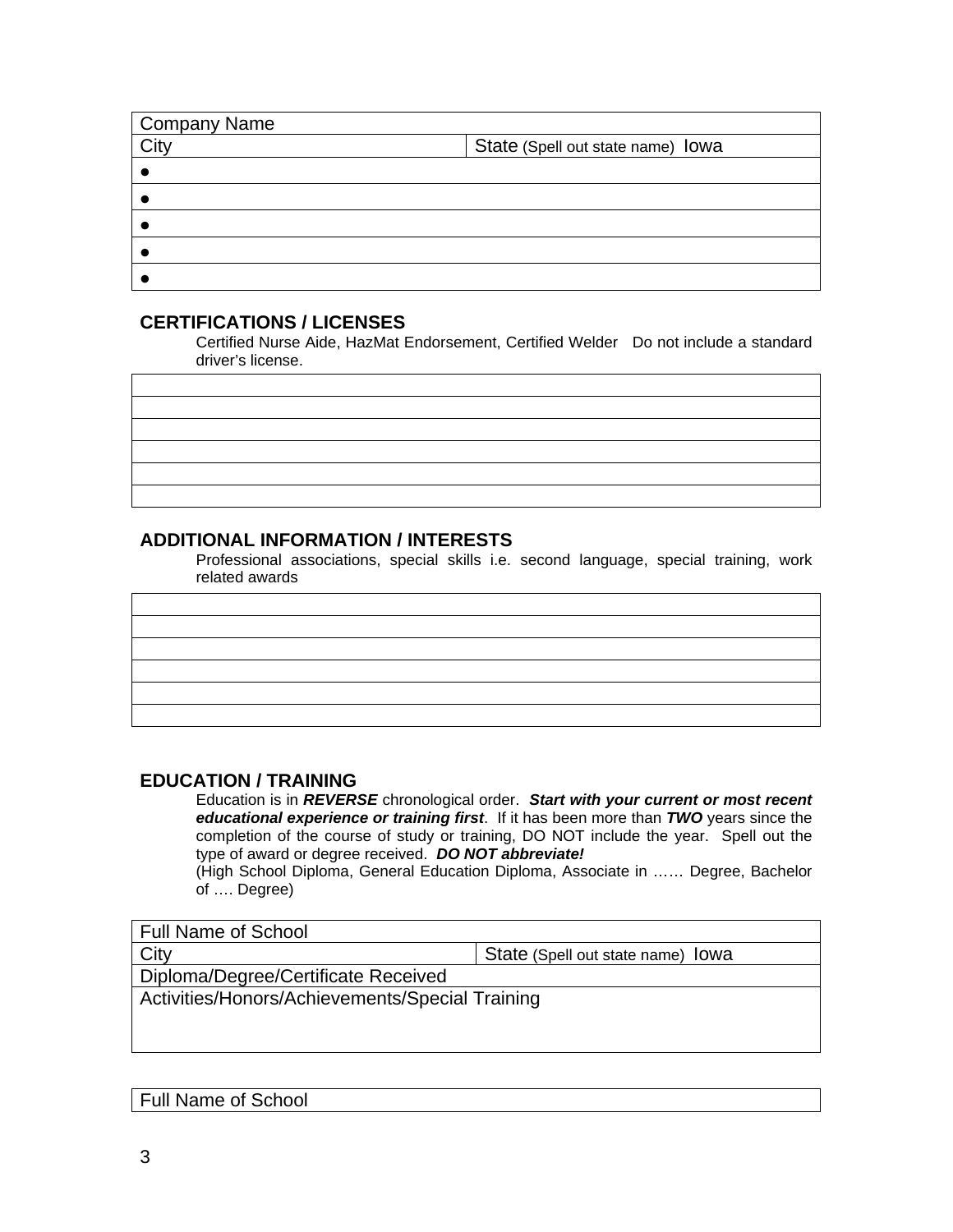| Company Name | |
|---|---|
| City | State (Spell out state name) Iowa |
| ● | |
| ● | |
| ● | |
| ● | |
| ● | |

## CERTIFICATIONS / LICENSES

Certified Nurse Aide, HazMat Endorsement, Certified Welder   Do not include a standard driver's license.

| |
|---|
| |
| |
| |
| |
| |

## ADDITIONAL INFORMATION / INTERESTS

Professional associations, special skills i.e. second language, special training, work related awards

| |
|---|
| |
| |
| |
| |
| |

## EDUCATION / TRAINING

Education is in ***REVERSE*** chronological order. ***Start with your current or most recent educational experience or training first***. If it has been more than ***TWO*** years since the completion of the course of study or training, DO NOT include the year. Spell out the type of award or degree received. ***DO NOT abbreviate!***
(High School Diploma, General Education Diploma, Associate in …… Degree, Bachelor of …. Degree)

| Full Name of School | |
|---|---|
| City | State (Spell out state name) Iowa |
| Diploma/Degree/Certificate Received | |
| Activities/Honors/Achievements/Special Training | |

| Full Name of School |
|---|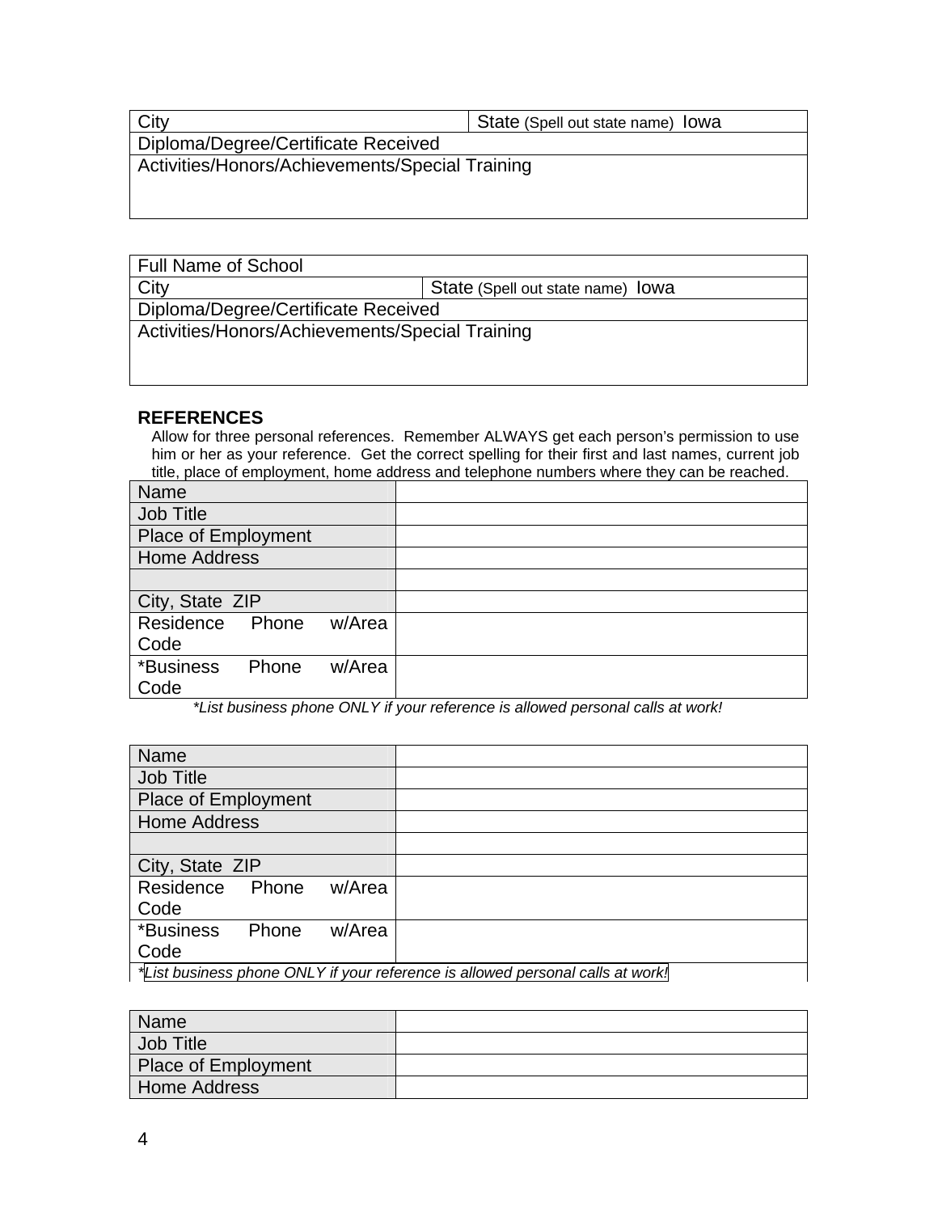| City | State (Spell out state name) Iowa |
| --- | --- |
| Diploma/Degree/Certificate Received | |
| Activities/Honors/Achievements/Special Training | |

| Full Name of School | |
| --- | --- |
| City | State (Spell out state name) Iowa |
| Diploma/Degree/Certificate Received | |
| Activities/Honors/Achievements/Special Training | |

### REFERENCES

Allow for three personal references. Remember ALWAYS get each person's permission to use him or her as your reference. Get the correct spelling for their first and last names, current job title, place of employment, home address and telephone numbers where they can be reached.

| Name | |
| --- | --- |
| Job Title | |
| Place of Employment | |
| Home Address | |
| | |
| City, State ZIP | |
| Residence Phone w/Area Code | |
| *Business Phone w/Area Code | |

*\*List business phone ONLY if your reference is allowed personal calls at work!*

| Name | |
| --- | --- |
| Job Title | |
| Place of Employment | |
| Home Address | |
| | |
| City, State ZIP | |
| Residence Phone w/Area Code | |
| *Business Phone w/Area Code | |

*\*List business phone ONLY if your reference is allowed personal calls at work!*

| Name | |
| --- | --- |
| Job Title | |
| Place of Employment | |
| Home Address | |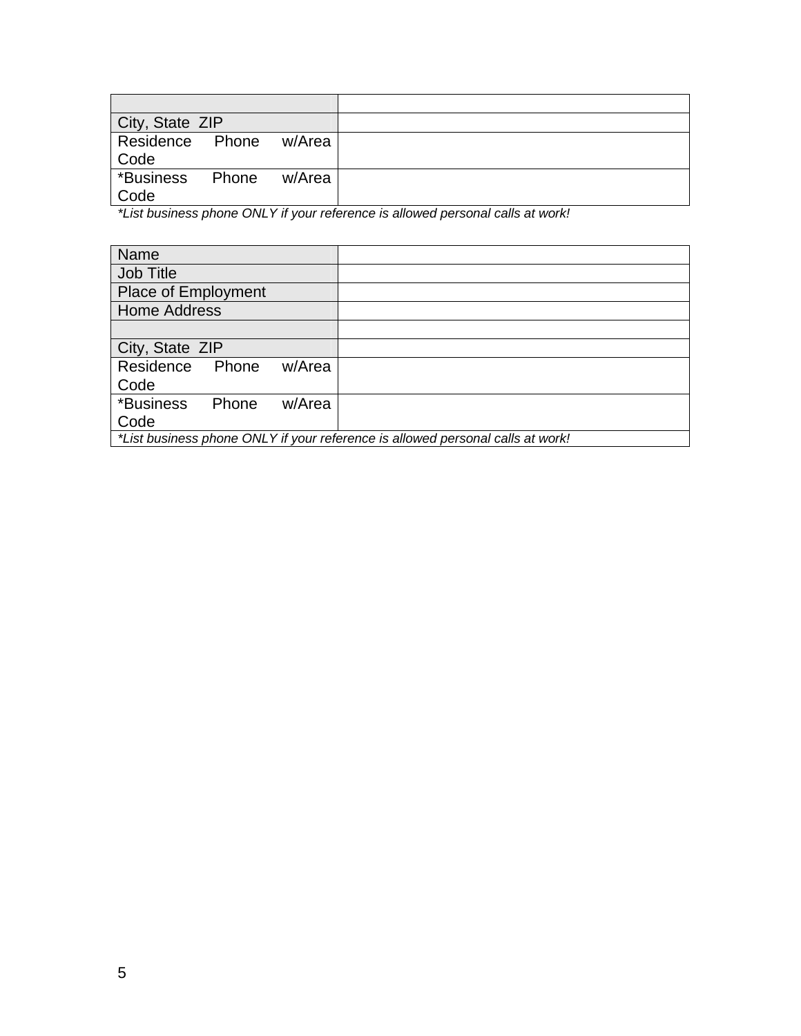| | |
|---|---|
| | |
| City, State ZIP | |
| Residence Phone w/Area Code | |
| *Business Phone w/Area Code | |

*List business phone ONLY if your reference is allowed personal calls at work!*

| | |
|---|---|
| Name | |
| Job Title | |
| Place of Employment | |
| Home Address | |
| | |
| City, State ZIP | |
| Residence Phone w/Area Code | |
| *Business Phone w/Area Code | |
| *List business phone ONLY if your reference is allowed personal calls at work!* | |